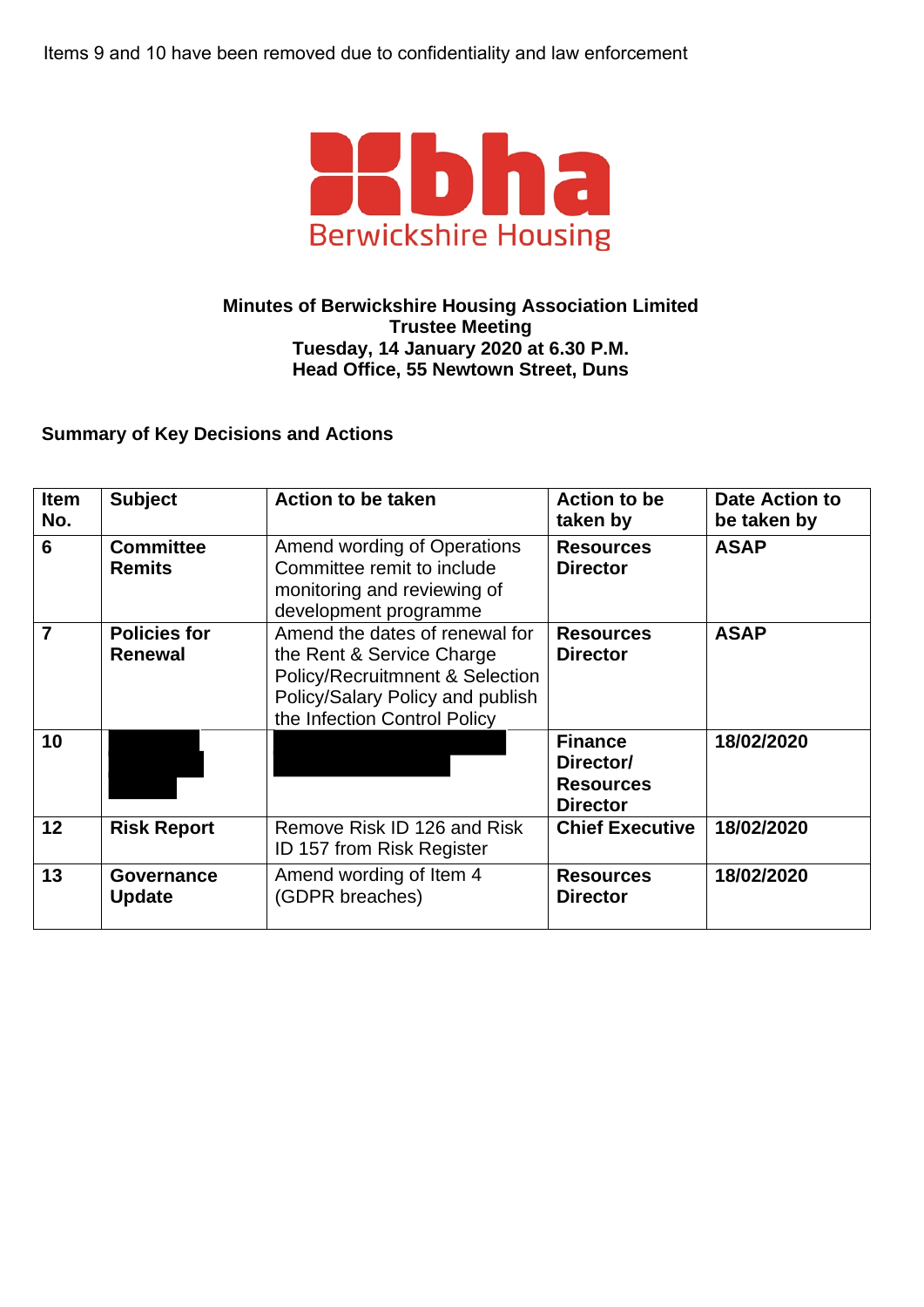Items 9 and 10 have been removed due to confidentiality and law enforcement

bha
Berwickshire Housing

**Minutes of Berwickshire Housing Association Limited**
**Trustee Meeting**
**Tuesday, 14 January 2020 at 6.30 P.M.**
**Head Office, 55 Newtown Street, Duns**

**Summary of Key Decisions and Actions**

| Item No. | Subject | Action to be taken | Action to be taken by | Date Action to be taken by |
|---|---|---|---|---|
| **6** | **Committee Remits** | Amend wording of Operations Committee remit to include monitoring and reviewing of development programme | **Resources Director** | **ASAP** |
| **7** | **Policies for Renewal** | Amend the dates of renewal for the Rent & Service Charge Policy/Recruitmnent & Selection Policy/Salary Policy and publish the Infection Control Policy | **Resources Director** | **ASAP** |
| **10** | | | **Finance Director/ Resources Director** | **18/02/2020** |
| **12** | **Risk Report** | Remove Risk ID 126 and Risk ID 157 from Risk Register | **Chief Executive** | **18/02/2020** |
| **13** | **Governance Update** | Amend wording of Item 4 (GDPR breaches) | **Resources Director** | **18/02/2020** |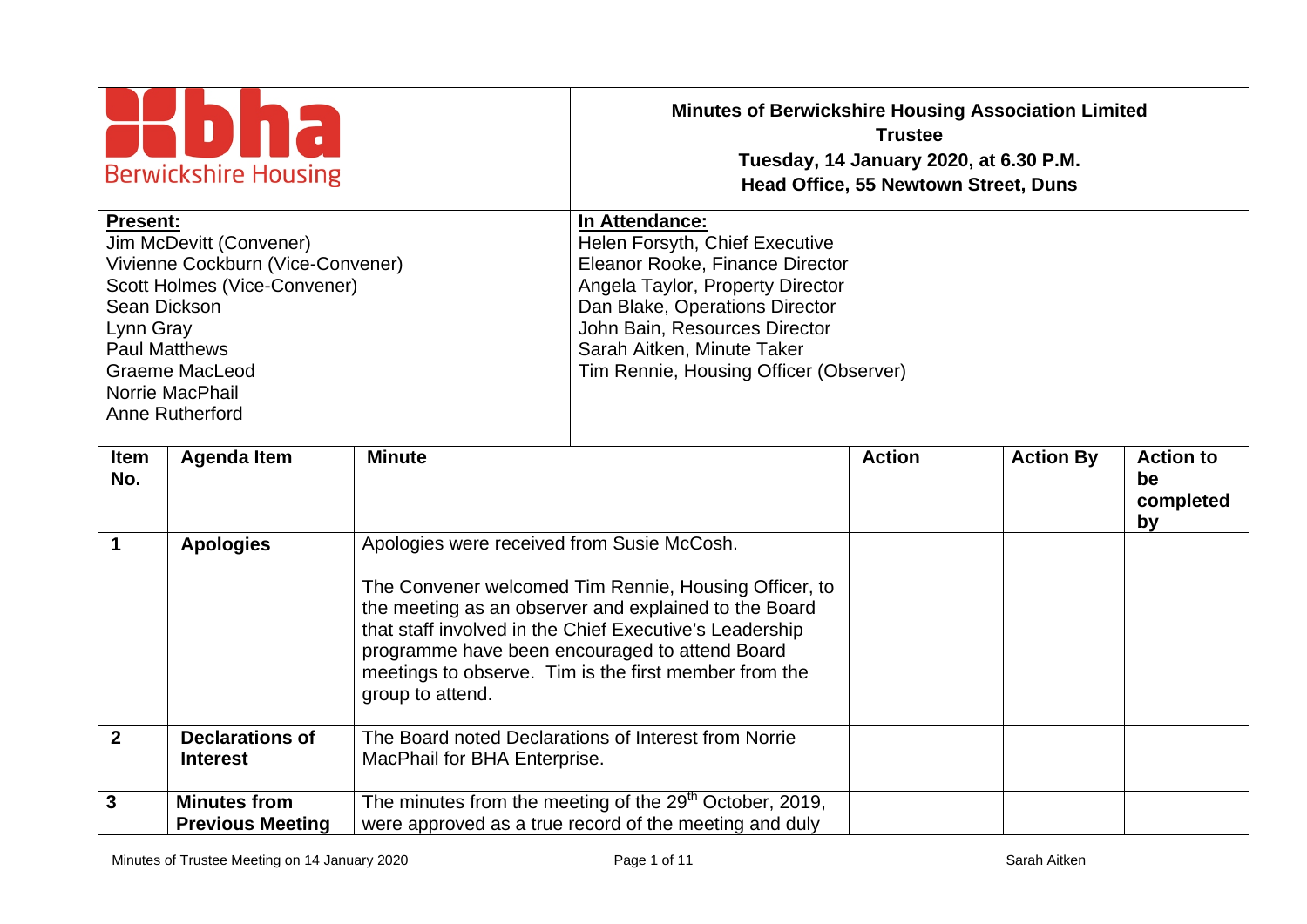| | |
|---|---|
| **bha** Berwickshire Housing | **Minutes of Berwickshire Housing Association Limited Trustee Tuesday, 14 January 2020, at 6.30 P.M. Head Office, 55 Newtown Street, Duns** |
| **Present:**<br>Jim McDevitt (Convener)<br>Vivienne Cockburn (Vice-Convener)<br>Scott Holmes (Vice-Convener)<br>Sean Dickson<br>Lynn Gray<br>Paul Matthews<br>Graeme MacLeod<br>Norrie MacPhail<br>Anne Rutherford | **In Attendance:**<br>Helen Forsyth, Chief Executive<br>Eleanor Rooke, Finance Director<br>Angela Taylor, Property Director<br>Dan Blake, Operations Director<br>John Bain, Resources Director<br>Sarah Aitken, Minute Taker<br>Tim Rennie, Housing Officer (Observer) |

| Item No. | Agenda Item | Minute | Action | Action By | Action to be completed by |
|---|---|---|---|---|---|
| **1** | **Apologies** | Apologies were received from Susie McCosh.<br><br>The Convener welcomed Tim Rennie, Housing Officer, to the meeting as an observer and explained to the Board that staff involved in the Chief Executive's Leadership programme have been encouraged to attend Board meetings to observe. Tim is the first member from the group to attend. | | | |
| **2** | **Declarations of Interest** | The Board noted Declarations of Interest from Norrie MacPhail for BHA Enterprise. | | | |
| **3** | **Minutes from Previous Meeting** | The minutes from the meeting of the 29th October, 2019, were approved as a true record of the meeting and duly | | | |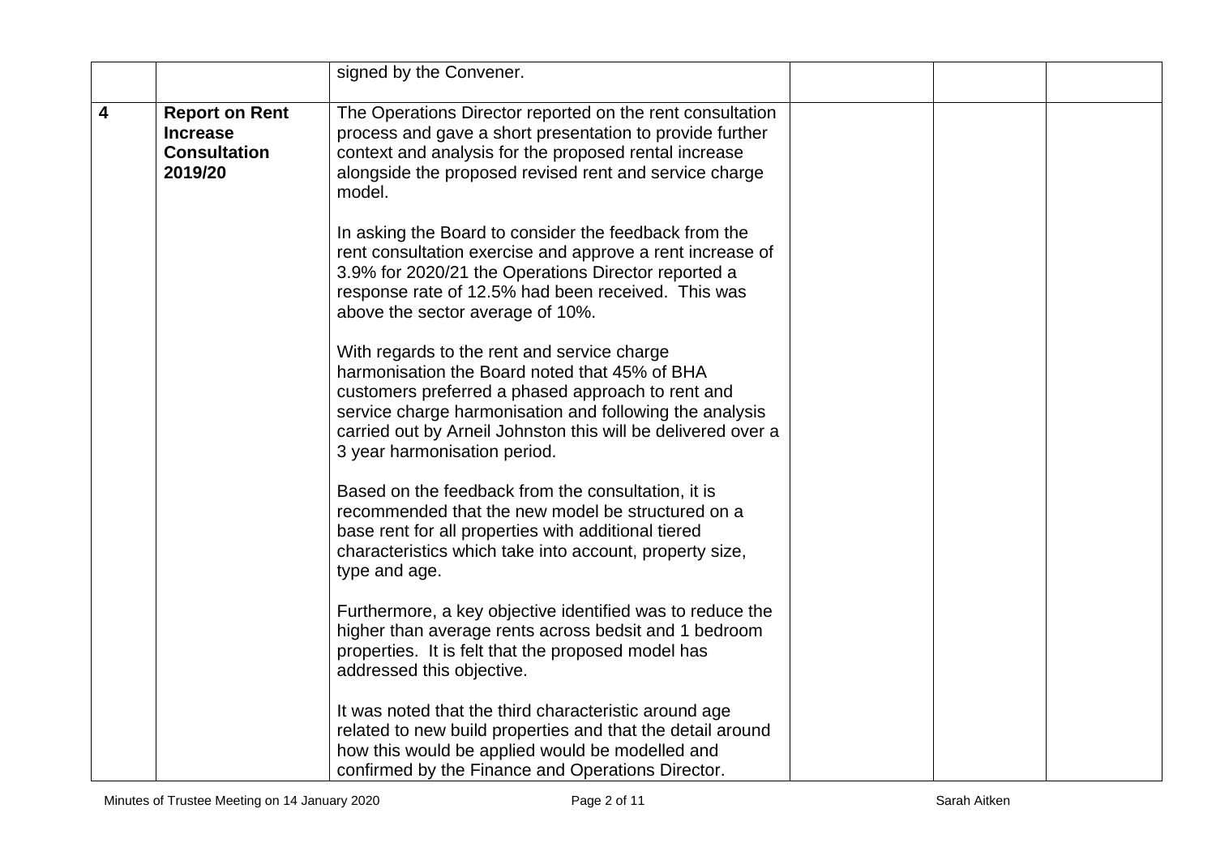| | | | | | |
|---|---|---|---|---|---|
| | | signed by the Convener. | | | |
| **4** | **Report on Rent Increase Consultation 2019/20** | The Operations Director reported on the rent consultation process and gave a short presentation to provide further context and analysis for the proposed rental increase alongside the proposed revised rent and service charge model.<br><br>In asking the Board to consider the feedback from the rent consultation exercise and approve a rent increase of 3.9% for 2020/21 the Operations Director reported a response rate of 12.5% had been received. This was above the sector average of 10%.<br><br>With regards to the rent and service charge harmonisation the Board noted that 45% of BHA customers preferred a phased approach to rent and service charge harmonisation and following the analysis carried out by Arneil Johnston this will be delivered over a 3 year harmonisation period.<br><br>Based on the feedback from the consultation, it is recommended that the new model be structured on a base rent for all properties with additional tiered characteristics which take into account, property size, type and age.<br><br>Furthermore, a key objective identified was to reduce the higher than average rents across bedsit and 1 bedroom properties. It is felt that the proposed model has addressed this objective.<br><br>It was noted that the third characteristic around age related to new build properties and that the detail around how this would be applied would be modelled and confirmed by the Finance and Operations Director. | | | |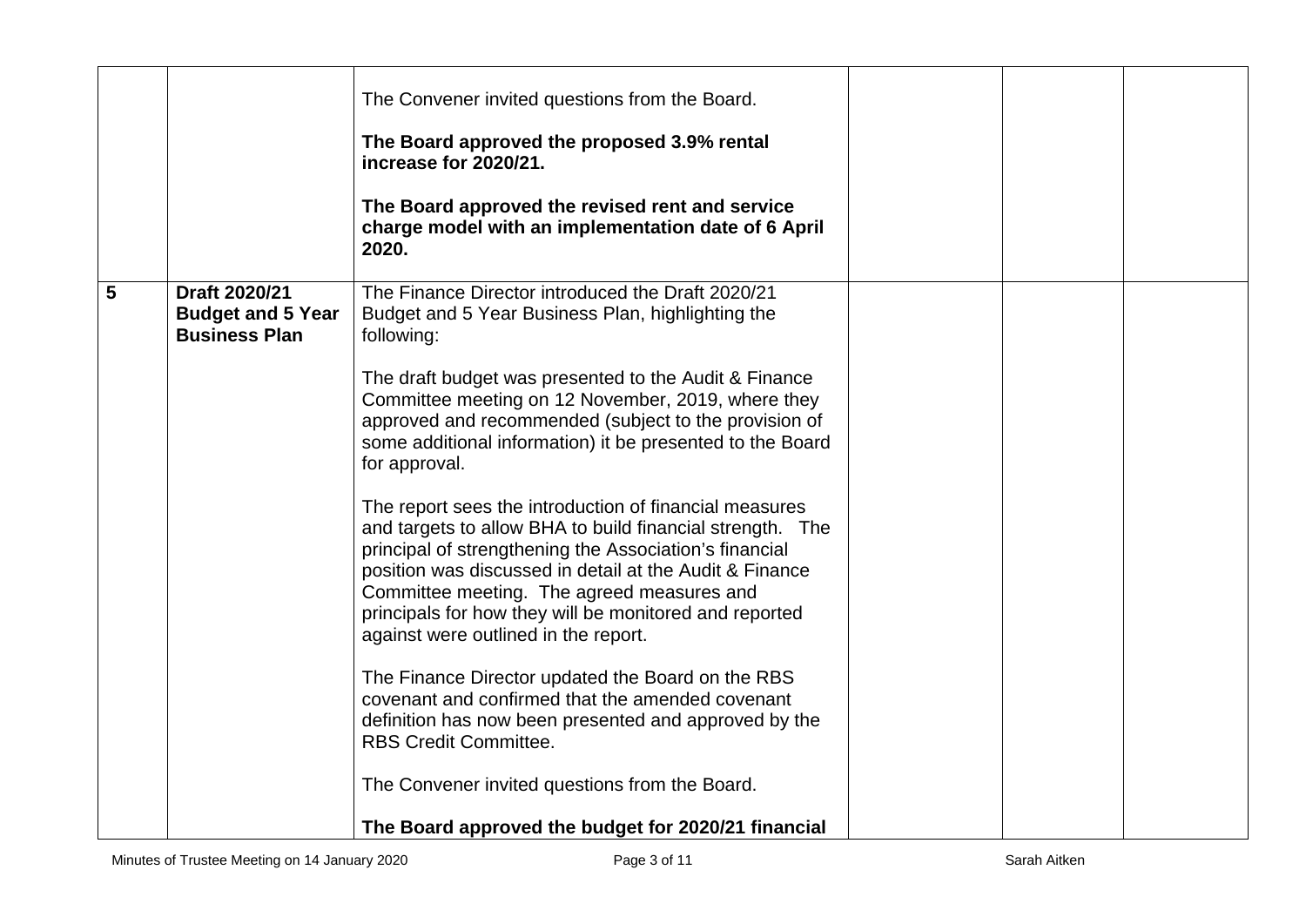| | | | | | |
|---|---|---|---|---|---|
| | | The Convener invited questions from the Board.<br><br>**The Board approved the proposed 3.9% rental increase for 2020/21.**<br><br>**The Board approved the revised rent and service charge model with an implementation date of 6 April 2020.** | | | |
| **5** | **Draft 2020/21 Budget and 5 Year Business Plan** | The Finance Director introduced the Draft 2020/21 Budget and 5 Year Business Plan, highlighting the following:<br><br>The draft budget was presented to the Audit & Finance Committee meeting on 12 November, 2019, where they approved and recommended (subject to the provision of some additional information) it be presented to the Board for approval.<br><br>The report sees the introduction of financial measures and targets to allow BHA to build financial strength. The principal of strengthening the Association's financial position was discussed in detail at the Audit & Finance Committee meeting. The agreed measures and principals for how they will be monitored and reported against were outlined in the report.<br><br>The Finance Director updated the Board on the RBS covenant and confirmed that the amended covenant definition has now been presented and approved by the RBS Credit Committee.<br><br>The Convener invited questions from the Board.<br><br>**The Board approved the budget for 2020/21 financial** | | | |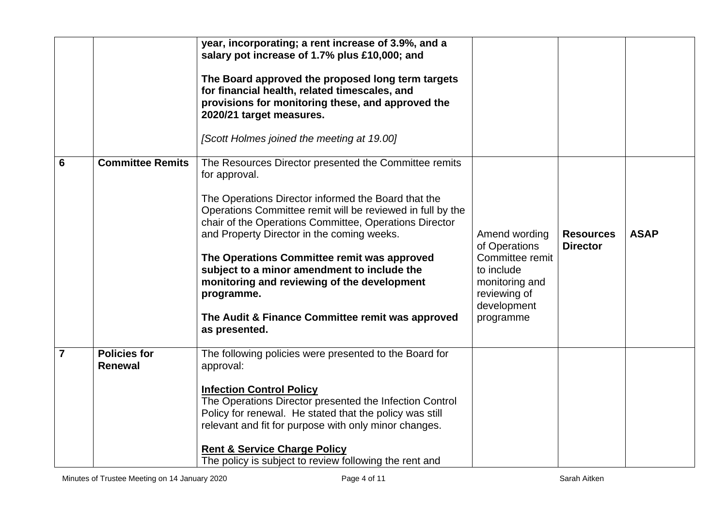| | | | | | |
|---|---|---|---|---|---|
| | | **year, incorporating; a rent increase of 3.9%, and a salary pot increase of 1.7% plus £10,000; and**<br><br>**The Board approved the proposed long term targets for financial health, related timescales, and provisions for monitoring these, and approved the 2020/21 target measures.**<br><br>*[Scott Holmes joined the meeting at 19.00]* | | | |
| **6** | **Committee Remits** | The Resources Director presented the Committee remits for approval.<br><br>The Operations Director informed the Board that the Operations Committee remit will be reviewed in full by the chair of the Operations Committee, Operations Director and Property Director in the coming weeks.<br><br>**The Operations Committee remit was approved subject to a minor amendment to include the monitoring and reviewing of the development programme.**<br><br>**The Audit & Finance Committee remit was approved as presented.** | Amend wording of Operations Committee remit to include monitoring and reviewing of development programme | **Resources Director** | **ASAP** |
| **7** | **Policies for Renewal** | The following policies were presented to the Board for approval:<br><br>**<u>Infection Control Policy</u>**<br>The Operations Director presented the Infection Control Policy for renewal. He stated that the policy was still relevant and fit for purpose with only minor changes.<br><br>**<u>Rent & Service Charge Policy</u>**<br>The policy is subject to review following the rent and | | | |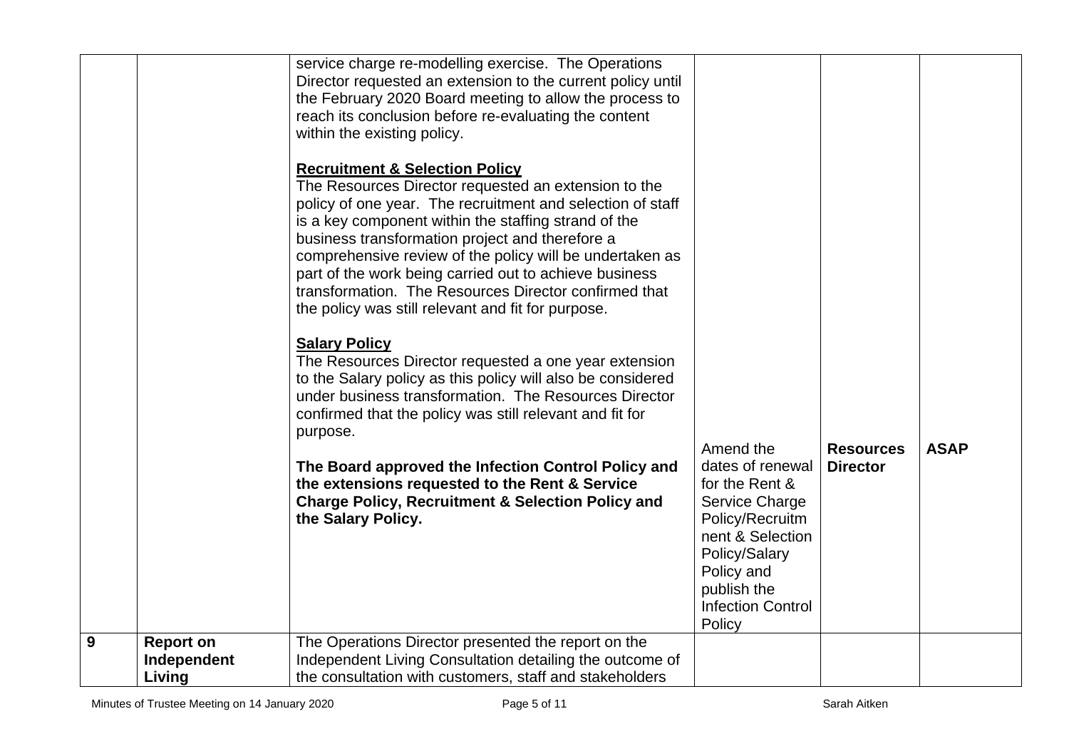| | | | | | |
|---|---|---|---|---|---|
| | | service charge re-modelling exercise. The Operations Director requested an extension to the current policy until the February 2020 Board meeting to allow the process to reach its conclusion before re-evaluating the content within the existing policy.<br><br>**Recruitment & Selection Policy**<br>The Resources Director requested an extension to the policy of one year. The recruitment and selection of staff is a key component within the staffing strand of the business transformation project and therefore a comprehensive review of the policy will be undertaken as part of the work being carried out to achieve business transformation. The Resources Director confirmed that the policy was still relevant and fit for purpose.<br><br>**Salary Policy**<br>The Resources Director requested a one year extension to the Salary policy as this policy will also be considered under business transformation. The Resources Director confirmed that the policy was still relevant and fit for purpose.<br><br>**The Board approved the Infection Control Policy and the extensions requested to the Rent & Service Charge Policy, Recruitment & Selection Policy and the Salary Policy.** | Amend the dates of renewal for the Rent & Service Charge Policy/Recruitment & Selection Policy/Salary Policy and publish the Infection Control Policy | **Resources Director** | **ASAP** |
| **9** | **Report on Independent Living** | The Operations Director presented the report on the Independent Living Consultation detailing the outcome of the consultation with customers, staff and stakeholders | | | |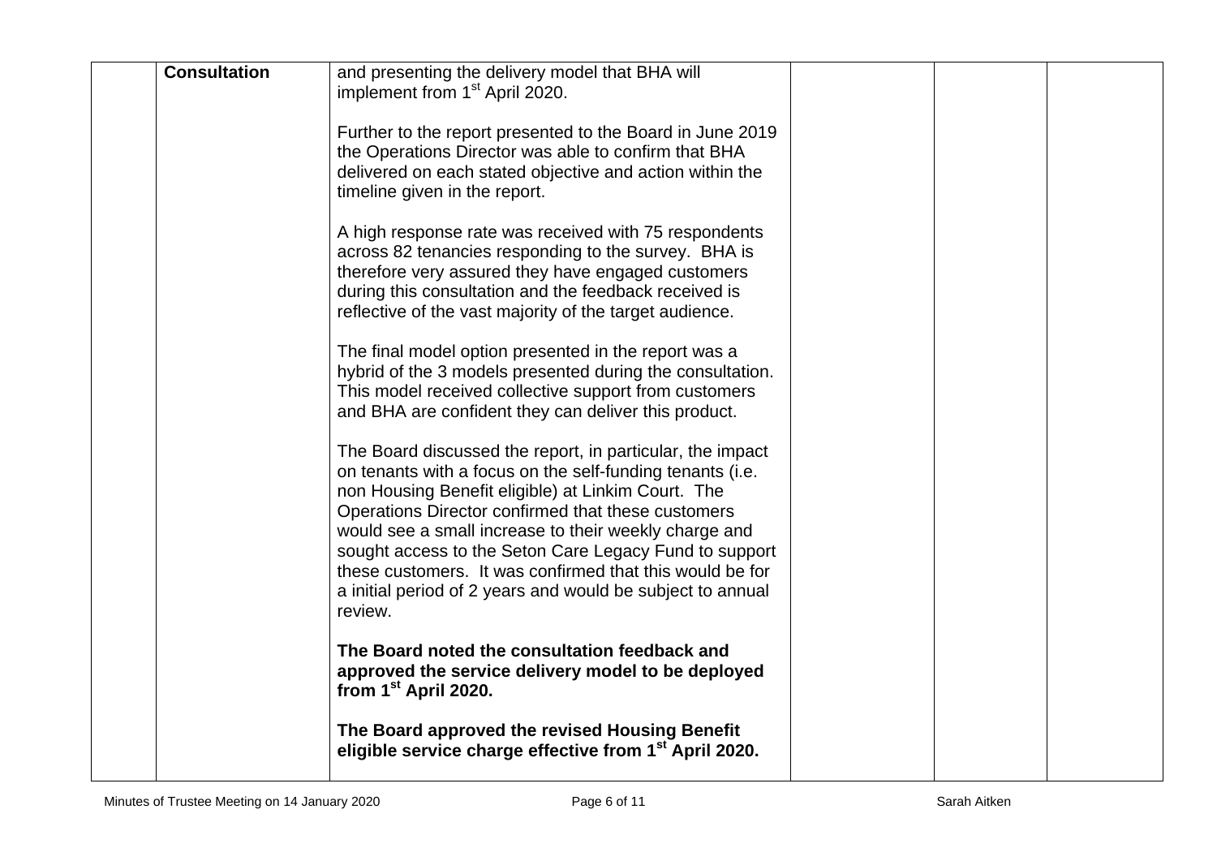|  | **Consultation** | and presenting the delivery model that BHA will implement from 1st April 2020.<br><br>Further to the report presented to the Board in June 2019 the Operations Director was able to confirm that BHA delivered on each stated objective and action within the timeline given in the report.<br><br>A high response rate was received with 75 respondents across 82 tenancies responding to the survey. BHA is therefore very assured they have engaged customers during this consultation and the feedback received is reflective of the vast majority of the target audience.<br><br>The final model option presented in the report was a hybrid of the 3 models presented during the consultation. This model received collective support from customers and BHA are confident they can deliver this product.<br><br>The Board discussed the report, in particular, the impact on tenants with a focus on the self-funding tenants (i.e. non Housing Benefit eligible) at Linkim Court. The Operations Director confirmed that these customers would see a small increase to their weekly charge and sought access to the Seton Care Legacy Fund to support these customers. It was confirmed that this would be for a initial period of 2 years and would be subject to annual review.<br><br>**The Board noted the consultation feedback and approved the service delivery model to be deployed from 1st April 2020.**<br><br>**The Board approved the revised Housing Benefit eligible service charge effective from 1st April 2020.** |  |  |  |
|---|---|---|---|---|---|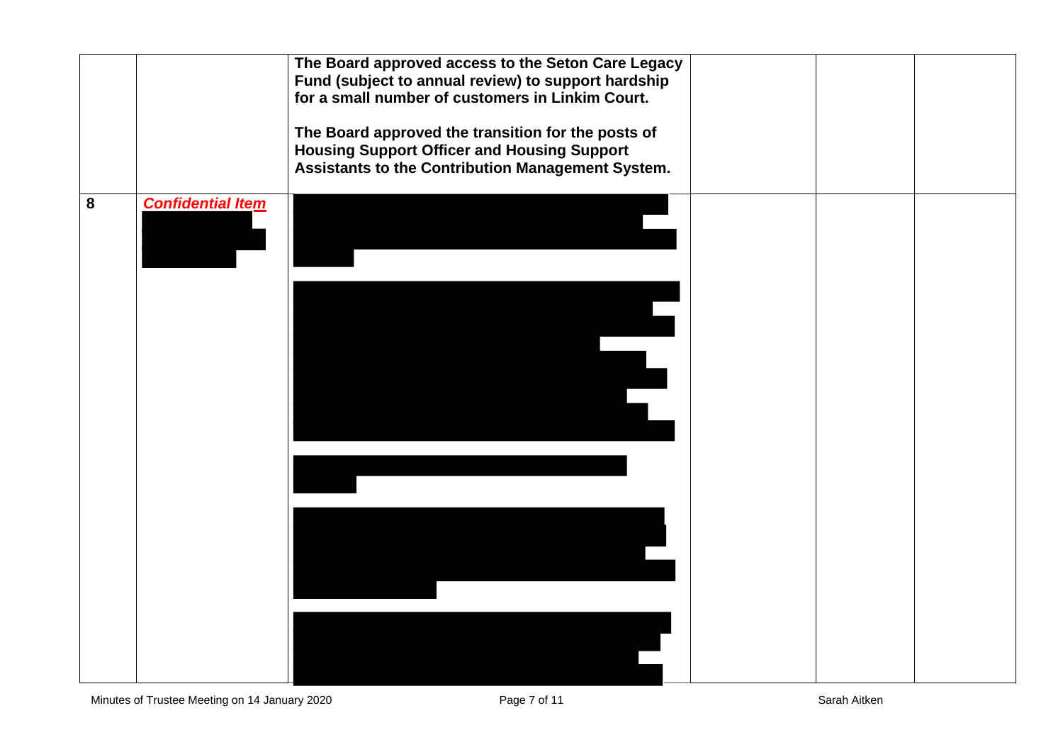|  |  |  |  |  |  |
|---|---|---|---|---|---|
|  |  | **The Board approved access to the Seton Care Legacy Fund (subject to annual review) to support hardship for a small number of customers in Linkim Court.**<br><br>**The Board approved the transition for the posts of Housing Support Officer and Housing Support Assistants to the Contribution Management System.** |  |  |  |
| **8** | ***Confidential Item*** |  |  |  |  |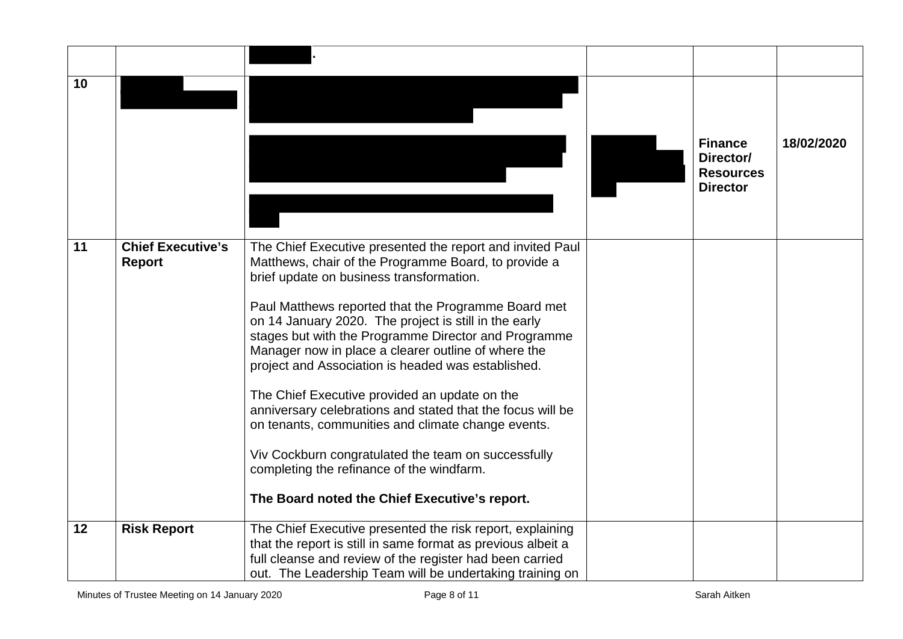|  |  | . |  |  |  |
|---|---|---|---|---|---|
| 10 |  |  |  | **Finance Director/ Resources Director** | **18/02/2020** |
| 11 | **Chief Executive's Report** | The Chief Executive presented the report and invited Paul Matthews, chair of the Programme Board, to provide a brief update on business transformation.<br><br>Paul Matthews reported that the Programme Board met on 14 January 2020. The project is still in the early stages but with the Programme Director and Programme Manager now in place a clearer outline of where the project and Association is headed was established.<br><br>The Chief Executive provided an update on the anniversary celebrations and stated that the focus will be on tenants, communities and climate change events.<br><br>Viv Cockburn congratulated the team on successfully completing the refinance of the windfarm.<br><br>**The Board noted the Chief Executive's report.** |  |  |  |
| 12 | **Risk Report** | The Chief Executive presented the risk report, explaining that the report is still in same format as previous albeit a full cleanse and review of the register had been carried out. The Leadership Team will be undertaking training on |  |  |  |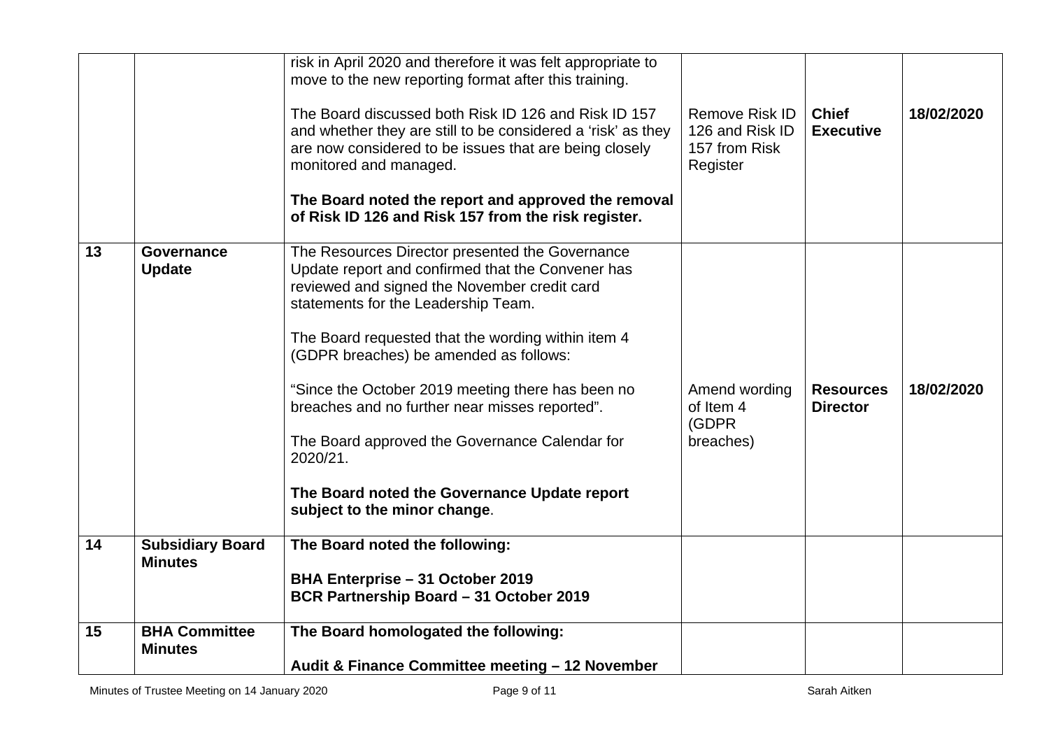| | | | | | |
|---|---|---|---|---|---|
| | | risk in April 2020 and therefore it was felt appropriate to move to the new reporting format after this training.<br><br>The Board discussed both Risk ID 126 and Risk ID 157 and whether they are still to be considered a 'risk' as they are now considered to be issues that are being closely monitored and managed.<br><br>**The Board noted the report and approved the removal of Risk ID 126 and Risk 157 from the risk register.** | Remove Risk ID 126 and Risk ID 157 from Risk Register | **Chief Executive** | **18/02/2020** |
| **13** | **Governance Update** | The Resources Director presented the Governance Update report and confirmed that the Convener has reviewed and signed the November credit card statements for the Leadership Team.<br><br>The Board requested that the wording within item 4 (GDPR breaches) be amended as follows:<br><br>"Since the October 2019 meeting there has been no breaches and no further near misses reported".<br><br>The Board approved the Governance Calendar for 2020/21.<br><br>**The Board noted the Governance Update report subject to the minor change**. | Amend wording of Item 4 (GDPR breaches) | **Resources Director** | **18/02/2020** |
| **14** | **Subsidiary Board Minutes** | **The Board noted the following:**<br><br>**BHA Enterprise – 31 October 2019**<br>**BCR Partnership Board – 31 October 2019** | | | |
| **15** | **BHA Committee Minutes** | **The Board homologated the following:**<br><br>**Audit & Finance Committee meeting – 12 November** | | | |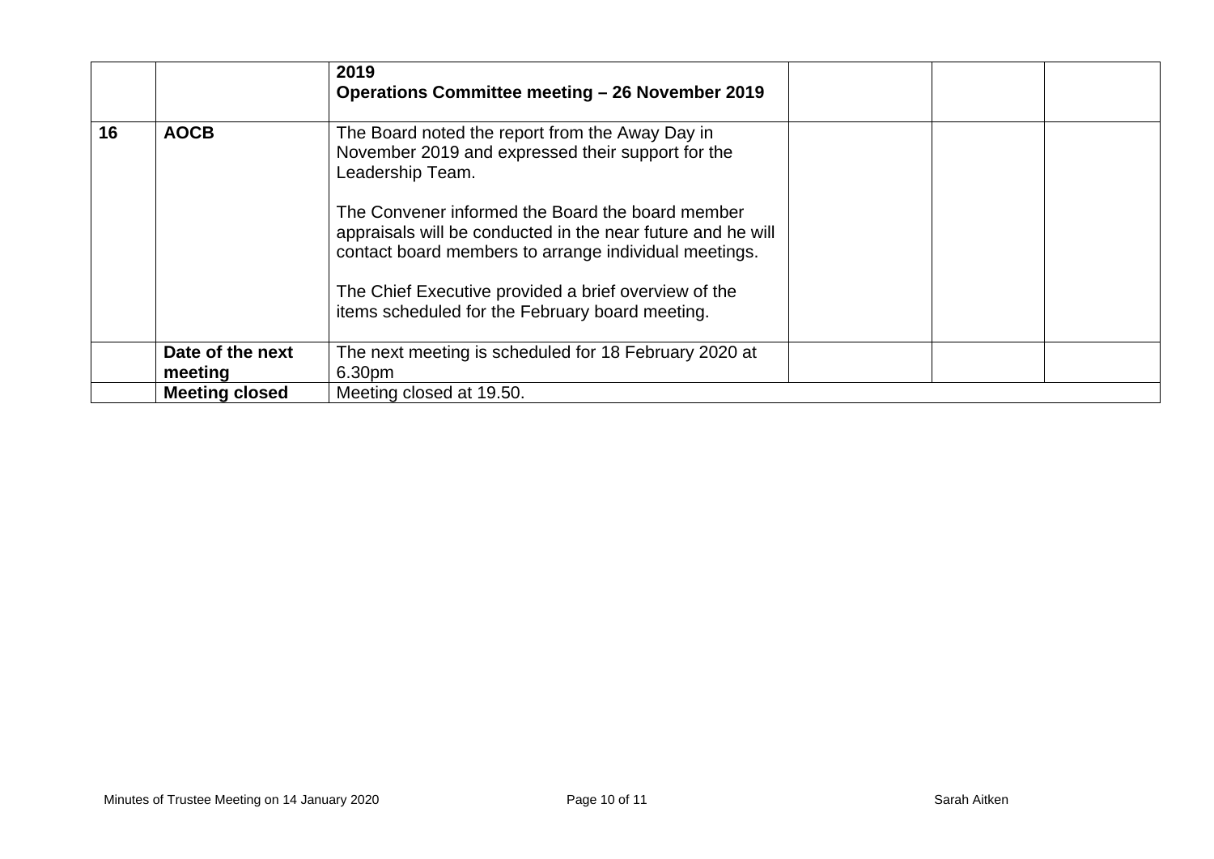| | | | | | |
|---|---|---|---|---|---|
| | | **2019**<br>**Operations Committee meeting – 26 November 2019** | | | |
| **16** | **AOCB** | The Board noted the report from the Away Day in November 2019 and expressed their support for the Leadership Team.<br><br>The Convener informed the Board the board member appraisals will be conducted in the near future and he will contact board members to arrange individual meetings.<br><br>The Chief Executive provided a brief overview of the items scheduled for the February board meeting. | | | |
| | **Date of the next meeting** | The next meeting is scheduled for 18 February 2020 at 6.30pm | | | |
| | **Meeting closed** | Meeting closed at 19.50. | | | |